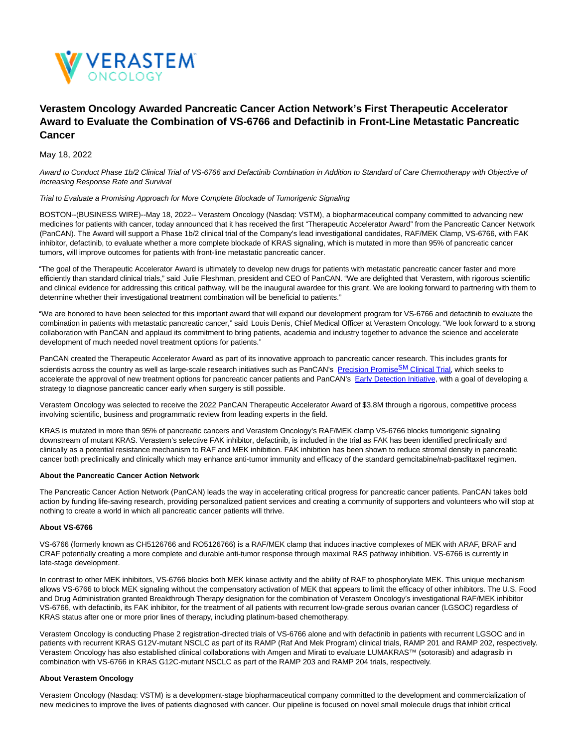# Verastem Oncology Awarded Pancreatic Cancer Action Network's First Therapeutic Accelerator Award to Evaluate the Combination of VS-6766 and Defactinib in Front-Line Metastatic Pancreatic Cancer

May 18, 2022

*Award to Conduct Phase 1b/2 Clinical Trial of VS-6766 and Defactinib Combination in Addition to Standard of Care Chemotherapy with Objective of Increasing Response Rate and Survival*

*Trial to Evaluate a Promising Approach for More Complete Blockade of Tumorigenic Signaling*

BOSTON--(BUSINESS WIRE)--May 18, 2022-- Verastem Oncology (Nasdaq: VSTM), a biopharmaceutical company committed to advancing new medicines for patients with cancer, today announced that it has received the first "Therapeutic Accelerator Award" from the Pancreatic Cancer Network (PanCAN). The Award will support a Phase 1b/2 clinical trial of the Company's lead investigational candidates, RAF/MEK Clamp, VS-6766, with FAK inhibitor, defactinib, to evaluate whether a more complete blockade of KRAS signaling, which is mutated in more than 95% of pancreatic cancer tumors, will improve outcomes for patients with front-line metastatic pancreatic cancer.

"The goal of the Therapeutic Accelerator Award is ultimately to develop new drugs for patients with metastatic pancreatic cancer faster and more efficiently than standard clinical trials," said Julie Fleshman, president and CEO of PanCAN. "We are delighted that Verastem, with rigorous scientific and clinical evidence for addressing this critical pathway, will be the inaugural awardee for this grant. We are looking forward to partnering with them to determine whether their investigational treatment combination will be beneficial to patients."

"We are honored to have been selected for this important award that will expand our development program for VS-6766 and defactinib to evaluate the combination in patients with metastatic pancreatic cancer," said Louis Denis, Chief Medical Officer at Verastem Oncology. "We look forward to a strong collaboration with PanCAN and applaud its commitment to bring patients, academia and industry together to advance the science and accelerate development of much needed novel treatment options for patients."

PanCAN created the Therapeutic Accelerator Award as part of its innovative approach to pancreatic cancer research. This includes grants for scientists across the country as well as large-scale research initiatives such as PanCAN's Precision Promise[SM] Clinical Trial, which seeks to accelerate the approval of new treatment options for pancreatic cancer patients and PanCAN's Early Detection Initiative, with a goal of developing a strategy to diagnose pancreatic cancer early when surgery is still possible.

Verastem Oncology was selected to receive the 2022 PanCAN Therapeutic Accelerator Award of $3.8M through a rigorous, competitive process involving scientific, business and programmatic review from leading experts in the field.

KRAS is mutated in more than 95% of pancreatic cancers and Verastem Oncology's RAF/MEK clamp VS-6766 blocks tumorigenic signaling downstream of mutant KRAS. Verastem's selective FAK inhibitor, defactinib, is included in the trial as FAK has been identified preclinically and clinically as a potential resistance mechanism to RAF and MEK inhibition. FAK inhibition has been shown to reduce stromal density in pancreatic cancer both preclinically and clinically which may enhance anti-tumor immunity and efficacy of the standard gemcitabine/nab-paclitaxel regimen.

**About the Pancreatic Cancer Action Network**

The Pancreatic Cancer Action Network (PanCAN) leads the way in accelerating critical progress for pancreatic cancer patients. PanCAN takes bold action by funding life-saving research, providing personalized patient services and creating a community of supporters and volunteers who will stop at nothing to create a world in which all pancreatic cancer patients will thrive.

**About VS-6766**

VS-6766 (formerly known as CH5126766 and RO5126766) is a RAF/MEK clamp that induces inactive complexes of MEK with ARAF, BRAF and CRAF potentially creating a more complete and durable anti-tumor response through maximal RAS pathway inhibition. VS-6766 is currently in late-stage development.

In contrast to other MEK inhibitors, VS-6766 blocks both MEK kinase activity and the ability of RAF to phosphorylate MEK. This unique mechanism allows VS-6766 to block MEK signaling without the compensatory activation of MEK that appears to limit the efficacy of other inhibitors. The U.S. Food and Drug Administration granted Breakthrough Therapy designation for the combination of Verastem Oncology's investigational RAF/MEK inhibitor VS-6766, with defactinib, its FAK inhibitor, for the treatment of all patients with recurrent low-grade serous ovarian cancer (LGSOC) regardless of KRAS status after one or more prior lines of therapy, including platinum-based chemotherapy.

Verastem Oncology is conducting Phase 2 registration-directed trials of VS-6766 alone and with defactinib in patients with recurrent LGSOC and in patients with recurrent KRAS G12V-mutant NSCLC as part of its RAMP (Raf And Mek Program) clinical trials, RAMP 201 and RAMP 202, respectively. Verastem Oncology has also established clinical collaborations with Amgen and Mirati to evaluate LUMAKRAS™ (sotorasib) and adagrasib in combination with VS-6766 in KRAS G12C-mutant NSCLC as part of the RAMP 203 and RAMP 204 trials, respectively.

**About Verastem Oncology**

Verastem Oncology (Nasdaq: VSTM) is a development-stage biopharmaceutical company committed to the development and commercialization of new medicines to improve the lives of patients diagnosed with cancer. Our pipeline is focused on novel small molecule drugs that inhibit critical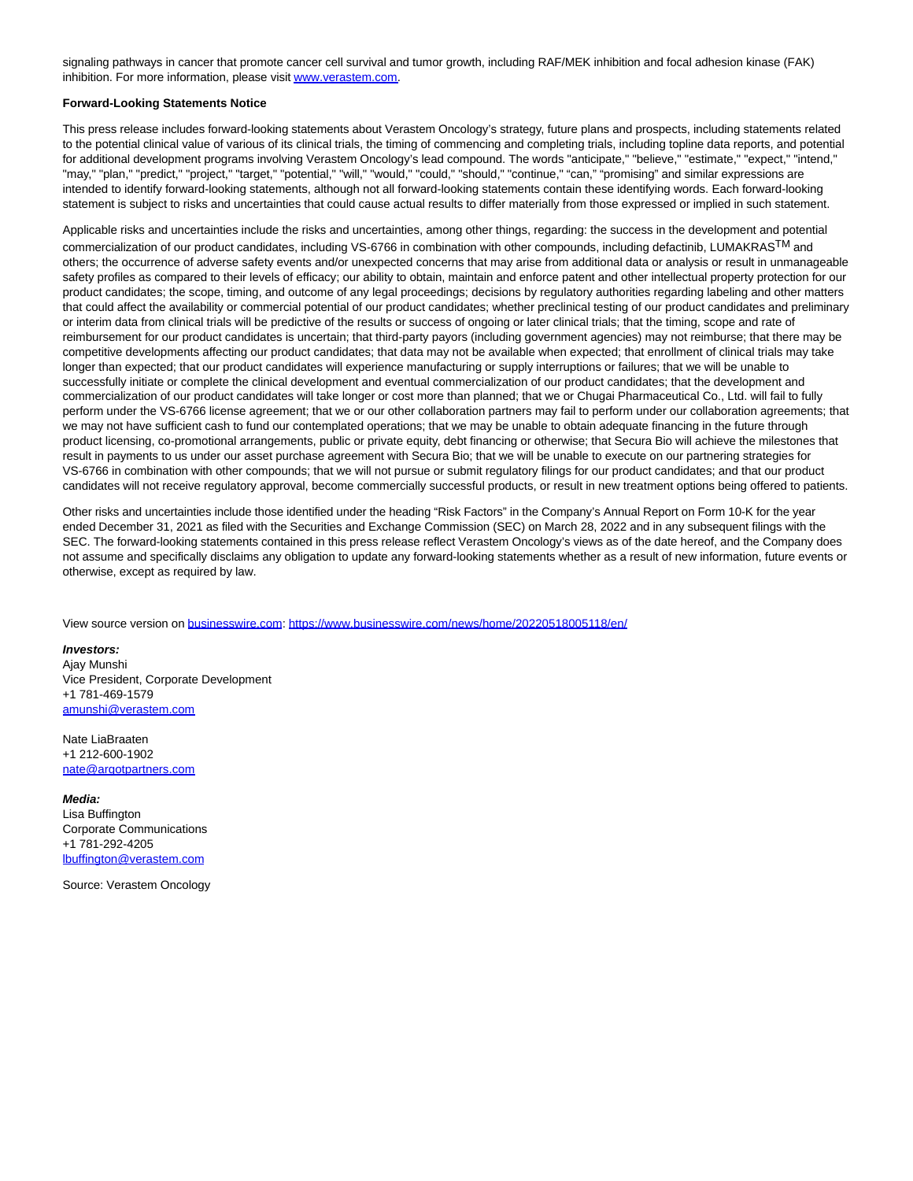signaling pathways in cancer that promote cancer cell survival and tumor growth, including RAF/MEK inhibition and focal adhesion kinase (FAK) inhibition. For more information, please visit [www.verastem.com](www.verastem.com).

**Forward-Looking Statements Notice**

This press release includes forward-looking statements about Verastem Oncology's strategy, future plans and prospects, including statements related to the potential clinical value of various of its clinical trials, the timing of commencing and completing trials, including topline data reports, and potential for additional development programs involving Verastem Oncology's lead compound. The words "anticipate," "believe," "estimate," "expect," "intend," "may," "plan," "predict," "project," "target," "potential," "will," "would," "could," "should," "continue," "can," "promising" and similar expressions are intended to identify forward-looking statements, although not all forward-looking statements contain these identifying words. Each forward-looking statement is subject to risks and uncertainties that could cause actual results to differ materially from those expressed or implied in such statement.

Applicable risks and uncertainties include the risks and uncertainties, among other things, regarding: the success in the development and potential commercialization of our product candidates, including VS-6766 in combination with other compounds, including defactinib, LUMAKRAS™ and others; the occurrence of adverse safety events and/or unexpected concerns that may arise from additional data or analysis or result in unmanageable safety profiles as compared to their levels of efficacy; our ability to obtain, maintain and enforce patent and other intellectual property protection for our product candidates; the scope, timing, and outcome of any legal proceedings; decisions by regulatory authorities regarding labeling and other matters that could affect the availability or commercial potential of our product candidates; whether preclinical testing of our product candidates and preliminary or interim data from clinical trials will be predictive of the results or success of ongoing or later clinical trials; that the timing, scope and rate of reimbursement for our product candidates is uncertain; that third-party payors (including government agencies) may not reimburse; that there may be competitive developments affecting our product candidates; that data may not be available when expected; that enrollment of clinical trials may take longer than expected; that our product candidates will experience manufacturing or supply interruptions or failures; that we will be unable to successfully initiate or complete the clinical development and eventual commercialization of our product candidates; that the development and commercialization of our product candidates will take longer or cost more than planned; that we or Chugai Pharmaceutical Co., Ltd. will fail to fully perform under the VS-6766 license agreement; that we or our other collaboration partners may fail to perform under our collaboration agreements; that we may not have sufficient cash to fund our contemplated operations; that we may be unable to obtain adequate financing in the future through product licensing, co-promotional arrangements, public or private equity, debt financing or otherwise; that Secura Bio will achieve the milestones that result in payments to us under our asset purchase agreement with Secura Bio; that we will be unable to execute on our partnering strategies for VS-6766 in combination with other compounds; that we will not pursue or submit regulatory filings for our product candidates; and that our product candidates will not receive regulatory approval, become commercially successful products, or result in new treatment options being offered to patients.

Other risks and uncertainties include those identified under the heading "Risk Factors" in the Company's Annual Report on Form 10-K for the year ended December 31, 2021 as filed with the Securities and Exchange Commission (SEC) on March 28, 2022 and in any subsequent filings with the SEC. The forward-looking statements contained in this press release reflect Verastem Oncology's views as of the date hereof, and the Company does not assume and specifically disclaims any obligation to update any forward-looking statements whether as a result of new information, future events or otherwise, except as required by law.

View source version on businesswire.com: https://www.businesswire.com/news/home/20220518005118/en/

***Investors:***
Ajay Munshi
Vice President, Corporate Development
+1 781-469-1579
amunshi@verastem.com

Nate LiaBraaten
+1 212-600-1902
nate@argotpartners.com

***Media:***
Lisa Buffington
Corporate Communications
+1 781-292-4205
lbuffington@verastem.com

Source: Verastem Oncology